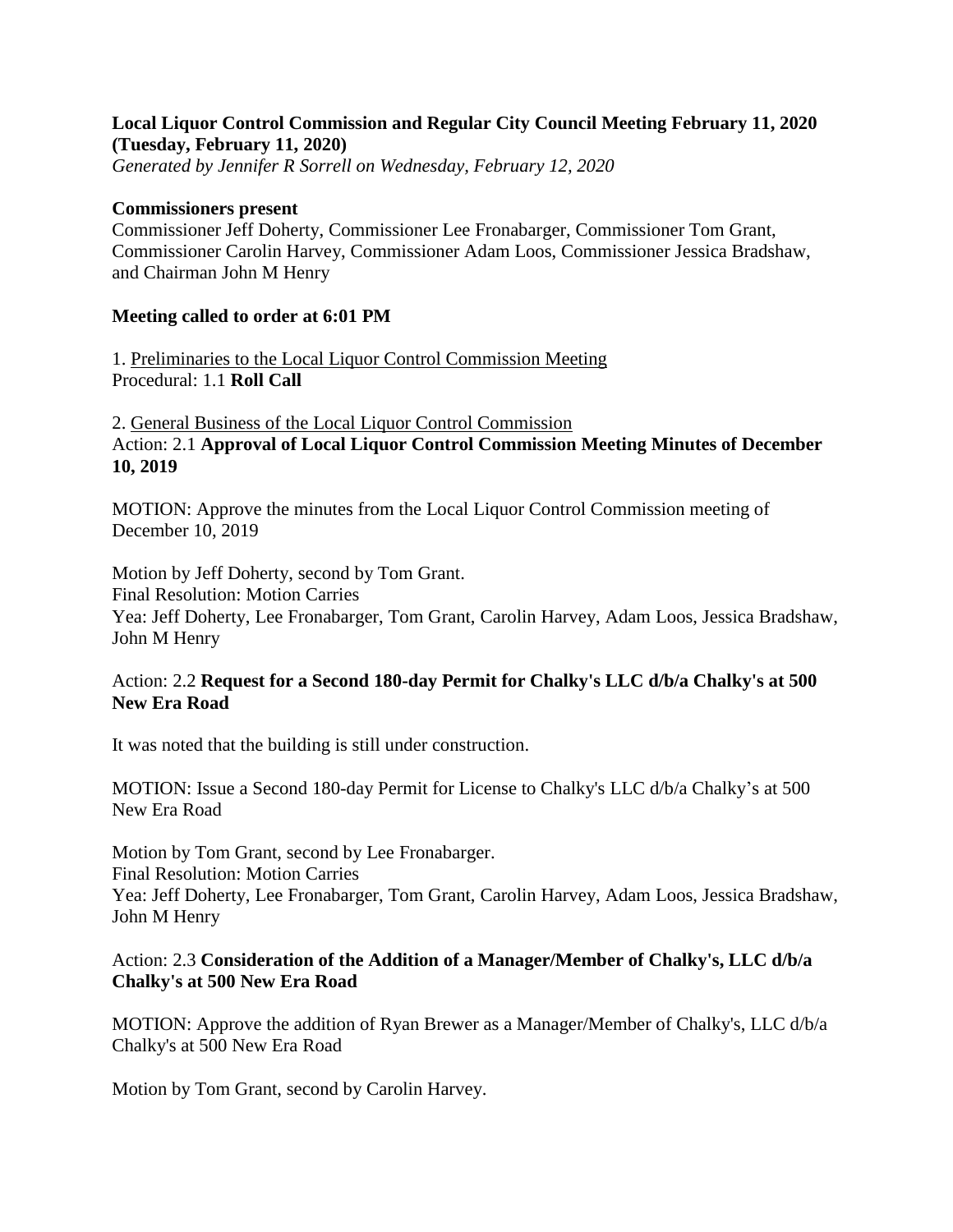**Local Liquor Control Commission and Regular City Council Meeting February 11, 2020 (Tuesday, February 11, 2020)**

*Generated by Jennifer R Sorrell on Wednesday, February 12, 2020*

**Commissioners present**

Commissioner Jeff Doherty, Commissioner Lee Fronabarger, Commissioner Tom Grant, Commissioner Carolin Harvey, Commissioner Adam Loos, Commissioner Jessica Bradshaw, and Chairman John M Henry

**Meeting called to order at 6:01 PM**

1. Preliminaries to the Local Liquor Control Commission Meeting

Procedural: 1.1 **Roll Call**

2. General Business of the Local Liquor Control Commission

Action: 2.1 **Approval of Local Liquor Control Commission Meeting Minutes of December 10, 2019**

MOTION: Approve the minutes from the Local Liquor Control Commission meeting of December 10, 2019

Motion by Jeff Doherty, second by Tom Grant.
Final Resolution: Motion Carries
Yea: Jeff Doherty, Lee Fronabarger, Tom Grant, Carolin Harvey, Adam Loos, Jessica Bradshaw, John M Henry

Action: 2.2 **Request for a Second 180-day Permit for Chalky's LLC d/b/a Chalky's at 500 New Era Road**

It was noted that the building is still under construction.

MOTION: Issue a Second 180-day Permit for License to Chalky's LLC d/b/a Chalky's at 500 New Era Road

Motion by Tom Grant, second by Lee Fronabarger.
Final Resolution: Motion Carries
Yea: Jeff Doherty, Lee Fronabarger, Tom Grant, Carolin Harvey, Adam Loos, Jessica Bradshaw, John M Henry

Action: 2.3 **Consideration of the Addition of a Manager/Member of Chalky's, LLC d/b/a Chalky's at 500 New Era Road**

MOTION: Approve the addition of Ryan Brewer as a Manager/Member of Chalky's, LLC d/b/a Chalky's at 500 New Era Road

Motion by Tom Grant, second by Carolin Harvey.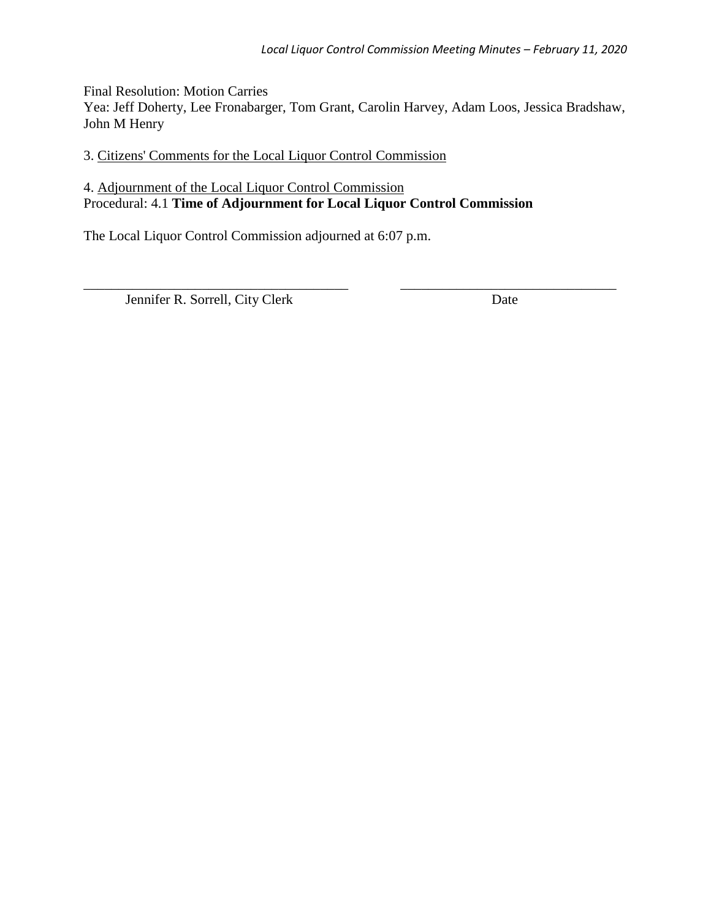Final Resolution: Motion Carries
Yea: Jeff Doherty, Lee Fronabarger, Tom Grant, Carolin Harvey, Adam Loos, Jessica Bradshaw, John M Henry

3. Citizens' Comments for the Local Liquor Control Commission

4. Adjournment of the Local Liquor Control Commission
Procedural: 4.1 **Time of Adjournment for Local Liquor Control Commission**

The Local Liquor Control Commission adjourned at 6:07 p.m.

_______________________________________ _______________________________
Jennifer R. Sorrell, City Clerk Date